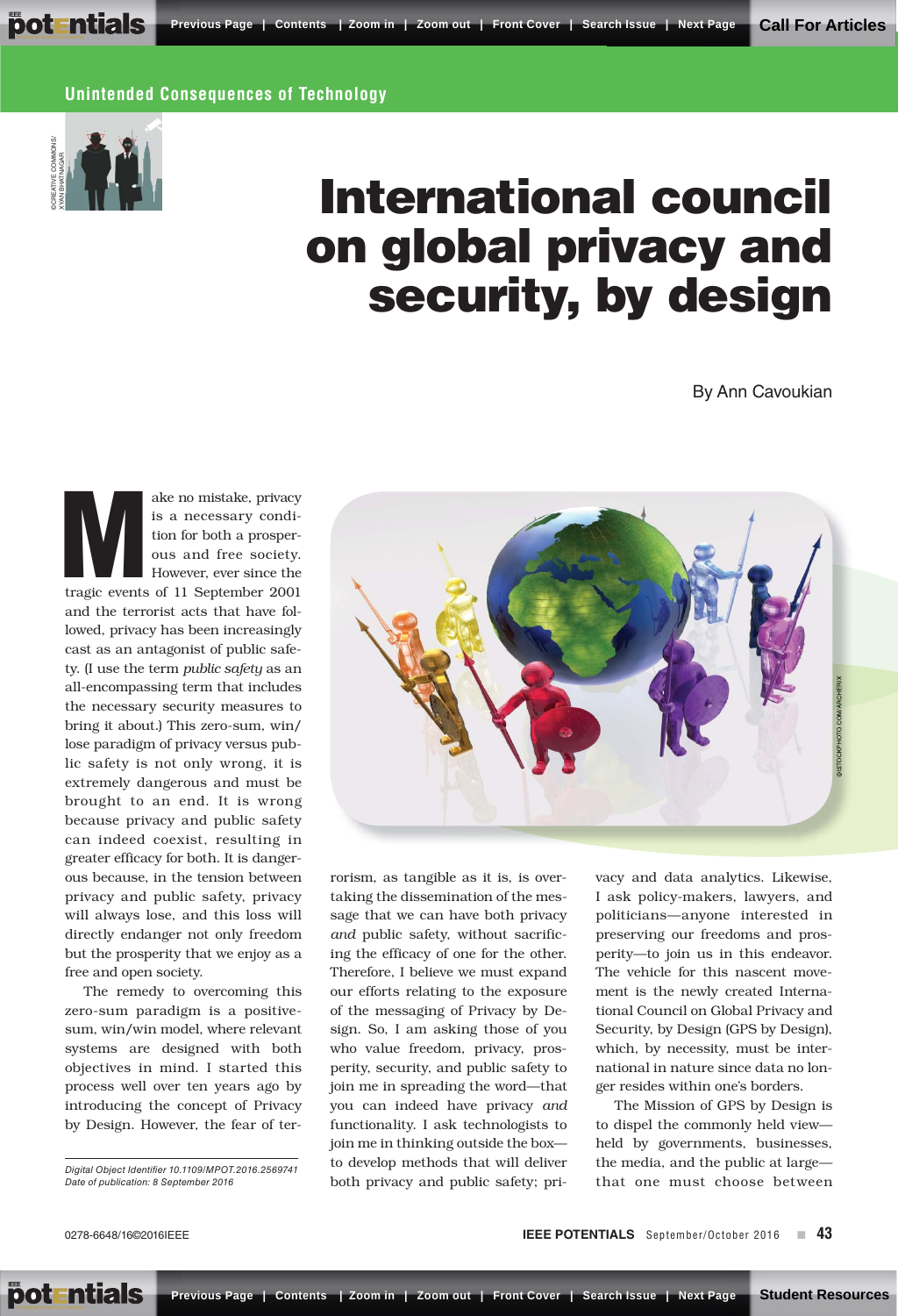Unintended Consequences of Technology

# International council on global privacy and security, by design

By Ann Cavoukian

Make no mistake, privacy is a necessary condition for both a prosperous and free society. However, ever since the tragic events of 11 September 2001 and the terrorist acts that have followed, privacy has been increasingly cast as an antagonist of public safety. (I use the term *public safety* as an all-encompassing term that includes the necessary security measures to bring it about.) This zero-sum, win/lose paradigm of privacy versus public safety is not only wrong, it is extremely dangerous and must be brought to an end. It is wrong because privacy and public safety can indeed coexist, resulting in greater efficacy for both. It is dangerous because, in the tension between privacy and public safety, privacy will always lose, and this loss will directly endanger not only freedom but the prosperity that we enjoy as a free and open society.

The remedy to overcoming this zero-sum paradigm is a positive-sum, win/win model, where relevant systems are designed with both objectives in mind. I started this process well over ten years ago by introducing the concept of Privacy by Design. However, the fear of terrorism, as tangible as it is, is overtaking the dissemination of the message that we can have both privacy *and* public safety, without sacrificing the efficacy of one for the other. Therefore, I believe we must expand our efforts relating to the exposure of the messaging of Privacy by Design. So, I am asking those of you who value freedom, privacy, prosperity, security, and public safety to join me in spreading the word—that you can indeed have privacy *and* functionality. I ask technologists to join me in thinking outside the box—to develop methods that will deliver both privacy and public safety; privacy and data analytics. Likewise, I ask policy-makers, lawyers, and politicians—anyone interested in preserving our freedoms and prosperity—to join us in this endeavor. The vehicle for this nascent movement is the newly created International Council on Global Privacy and Security, by Design (GPS by Design), which, by necessity, must be international in nature since data no longer resides within one's borders.

The Mission of GPS by Design is to dispel the commonly held view—held by governments, businesses, the media, and the public at large—that one must choose between

*Digital Object Identifier 10.1109/MPOT.2016.2569741*
*Date of publication: 8 September 2016*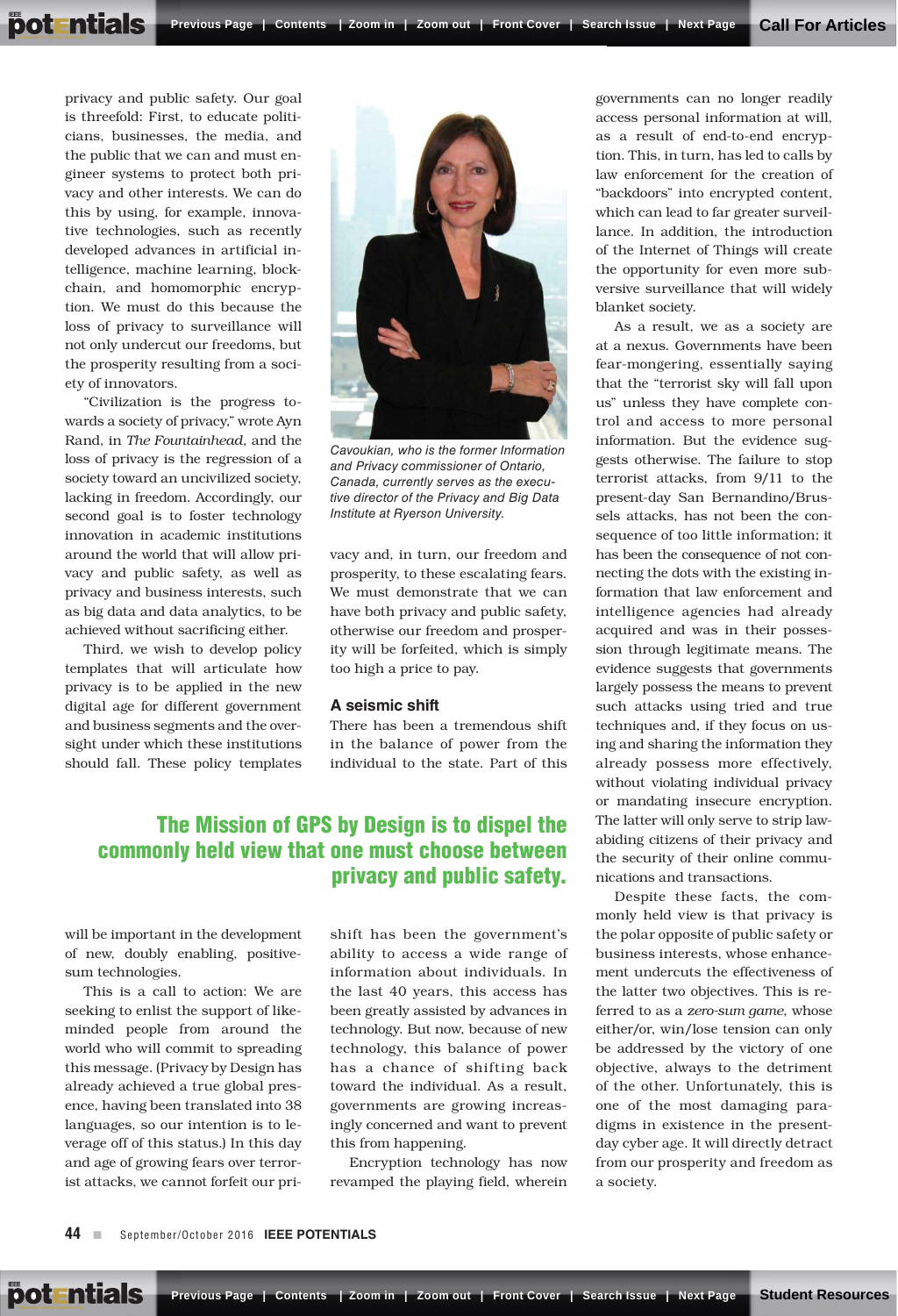privacy and public safety. Our goal is threefold: First, to educate politicians, businesses, the media, and the public that we can and must engineer systems to protect both privacy and other interests. We can do this by using, for example, innovative technologies, such as recently developed advances in artificial intelligence, machine learning, blockchain, and homomorphic encryption. We must do this because the loss of privacy to surveillance will not only undercut our freedoms, but the prosperity resulting from a society of innovators.

"Civilization is the progress towards a society of privacy," wrote Ayn Rand, in *The Fountainhead*, and the loss of privacy is the regression of a society toward an uncivilized society, lacking in freedom. Accordingly, our second goal is to foster technology innovation in academic institutions around the world that will allow privacy and public safety, as well as privacy and business interests, such as big data and data analytics, to be achieved without sacrificing either.

Third, we wish to develop policy templates that will articulate how privacy is to be applied in the new digital age for different government and business segments and the oversight under which these institutions should fall. These policy templates will be important in the development of new, doubly enabling, positive-sum technologies.

This is a call to action: We are seeking to enlist the support of like-minded people from around the world who will commit to spreading this message. (Privacy by Design has already achieved a true global presence, having been translated into 38 languages, so our intention is to leverage off of this status.) In this day and age of growing fears over terrorist attacks, we cannot forfeit our privacy and, in turn, our freedom and prosperity, to these escalating fears. We must demonstrate that we can have both privacy and public safety, otherwise our freedom and prosperity will be forfeited, which is simply too high a price to pay.

*Cavoukian, who is the former Information and Privacy commissioner of Ontario, Canada, currently serves as the executive director of the Privacy and Big Data Institute at Ryerson University.*

**The Mission of GPS by Design is to dispel the commonly held view that one must choose between privacy and public safety.**

## A seismic shift

There has been a tremendous shift in the balance of power from the individual to the state. Part of this shift has been the government's ability to access a wide range of information about individuals. In the last 40 years, this access has been greatly assisted by advances in technology. But now, because of new technology, this balance of power has a chance of shifting back toward the individual. As a result, governments are growing increasingly concerned and want to prevent this from happening.

Encryption technology has now revamped the playing field, wherein governments can no longer readily access personal information at will, as a result of end-to-end encryption. This, in turn, has led to calls by law enforcement for the creation of "backdoors" into encrypted content, which can lead to far greater surveillance. In addition, the introduction of the Internet of Things will create the opportunity for even more subversive surveillance that will widely blanket society.

As a result, we as a society are at a nexus. Governments have been fear-mongering, essentially saying that the "terrorist sky will fall upon us" unless they have complete control and access to more personal information. But the evidence suggests otherwise. The failure to stop terrorist attacks, from 9/11 to the present-day San Bernandino/Brussels attacks, has not been the consequence of too little information; it has been the consequence of not connecting the dots with the existing information that law enforcement and intelligence agencies had already acquired and was in their possession through legitimate means. The evidence suggests that governments largely possess the means to prevent such attacks using tried and true techniques and, if they focus on using and sharing the information they already possess more effectively, without violating individual privacy or mandating insecure encryption. The latter will only serve to strip law-abiding citizens of their privacy and the security of their online communications and transactions.

Despite these facts, the commonly held view is that privacy is the polar opposite of public safety or business interests, whose enhancement undercuts the effectiveness of the latter two objectives. This is referred to as a *zero-sum game*, whose either/or, win/lose tension can only be addressed by the victory of one objective, always to the detriment of the other. Unfortunately, this is one of the most damaging paradigms in existence in the present-day cyber age. It will directly detract from our prosperity and freedom as a society.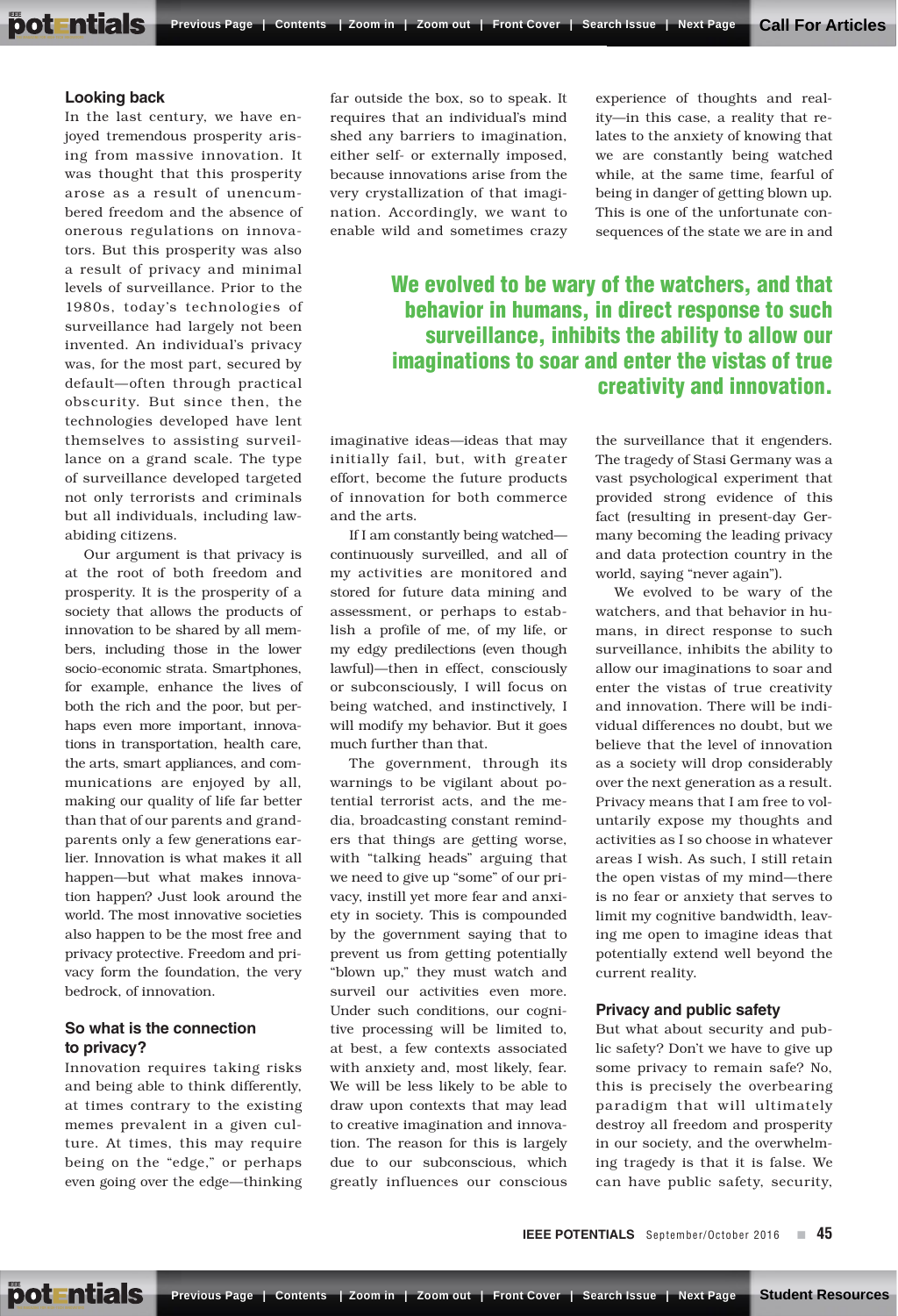## Looking back

In the last century, we have enjoyed tremendous prosperity arising from massive innovation. It was thought that this prosperity arose as a result of unencumbered freedom and the absence of onerous regulations on innovators. But this prosperity was also a result of privacy and minimal levels of surveillance. Prior to the 1980s, today's technologies of surveillance had largely not been invented. An individual's privacy was, for the most part, secured by default—often through practical obscurity. But since then, the technologies developed have lent themselves to assisting surveillance on a grand scale. The type of surveillance developed targeted not only terrorists and criminals but all individuals, including law-abiding citizens.

Our argument is that privacy is at the root of both freedom and prosperity. It is the prosperity of a society that allows the products of innovation to be shared by all members, including those in the lower socio-economic strata. Smartphones, for example, enhance the lives of both the rich and the poor, but perhaps even more important, innovations in transportation, health care, the arts, smart appliances, and communications are enjoyed by all, making our quality of life far better than that of our parents and grandparents only a few generations earlier. Innovation is what makes it all happen—but what makes innovation happen? Just look around the world. The most innovative societies also happen to be the most free and privacy protective. Freedom and privacy form the foundation, the very bedrock, of innovation.

## So what is the connection to privacy?

Innovation requires taking risks and being able to think differently, at times contrary to the existing memes prevalent in a given culture. At times, this may require being on the "edge," or perhaps even going over the edge—thinking far outside the box, so to speak. It requires that an individual's mind shed any barriers to imagination, either self- or externally imposed, because innovations arise from the very crystallization of that imagination. Accordingly, we want to enable wild and sometimes crazy imaginative ideas—ideas that may initially fail, but, with greater effort, become the future products of innovation for both commerce and the arts.

If I am constantly being watched—continuously surveilled, and all of my activities are monitored and stored for future data mining and assessment, or perhaps to establish a profile of me, of my life, or my edgy predilections (even though lawful)—then in effect, consciously or subconsciously, I will focus on being watched, and instinctively, I will modify my behavior. But it goes much further than that.

The government, through its warnings to be vigilant about potential terrorist acts, and the media, broadcasting constant reminders that things are getting worse, with "talking heads" arguing that we need to give up "some" of our privacy, instill yet more fear and anxiety in society. This is compounded by the government saying that to prevent us from getting potentially "blown up," they must watch and surveil our activities even more. Under such conditions, our cognitive processing will be limited to, at best, a few contexts associated with anxiety and, most likely, fear. We will be less likely to be able to draw upon contexts that may lead to creative imagination and innovation. The reason for this is largely due to our subconscious, which greatly influences our conscious experience of thoughts and reality—in this case, a reality that relates to the anxiety of knowing that we are constantly being watched while, at the same time, fearful of being in danger of getting blown up. This is one of the unfortunate consequences of the state we are in and the surveillance that it engenders. The tragedy of Stasi Germany was a vast psychological experiment that provided strong evidence of this fact (resulting in present-day Germany becoming the leading privacy and data protection country in the world, saying "never again").

**We evolved to be wary of the watchers, and that behavior in humans, in direct response to such surveillance, inhibits the ability to allow our imaginations to soar and enter the vistas of true creativity and innovation.**

We evolved to be wary of the watchers, and that behavior in humans, in direct response to such surveillance, inhibits the ability to allow our imaginations to soar and enter the vistas of true creativity and innovation. There will be individual differences no doubt, but we believe that the level of innovation as a society will drop considerably over the next generation as a result. Privacy means that I am free to voluntarily expose my thoughts and activities as I so choose in whatever areas I wish. As such, I still retain the open vistas of my mind—there is no fear or anxiety that serves to limit my cognitive bandwidth, leaving me open to imagine ideas that potentially extend well beyond the current reality.

## Privacy and public safety

But what about security and public safety? Don't we have to give up some privacy to remain safe? No, this is precisely the overbearing paradigm that will ultimately destroy all freedom and prosperity in our society, and the overwhelming tragedy is that it is false. We can have public safety, security,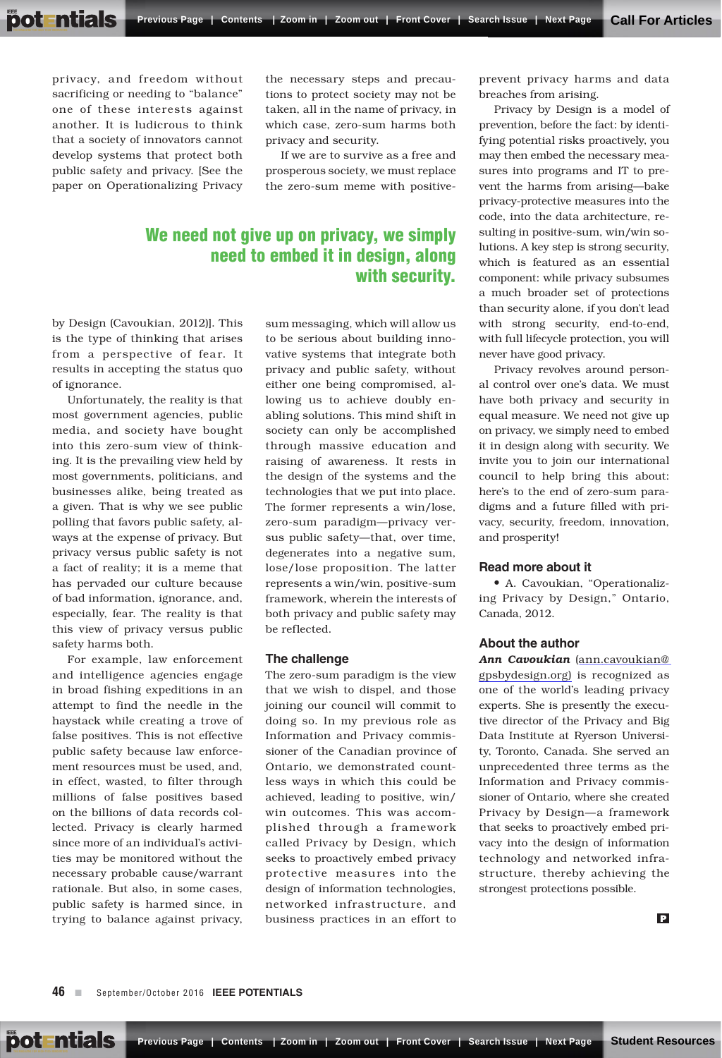privacy, and freedom without sacrificing or needing to "balance" one of these interests against another. It is ludicrous to think that a society of innovators cannot develop systems that protect both public safety and privacy. [See the paper on Operationalizing Privacy by Design (Cavoukian, 2012)]. This is the type of thinking that arises from a perspective of fear. It results in accepting the status quo of ignorance.

Unfortunately, the reality is that most government agencies, public media, and society have bought into this zero-sum view of thinking. It is the prevailing view held by most governments, politicians, and businesses alike, being treated as a given. That is why we see public polling that favors public safety, always at the expense of privacy. But privacy versus public safety is not a fact of reality; it is a meme that has pervaded our culture because of bad information, ignorance, and, especially, fear. The reality is that this view of privacy versus public safety harms both.

For example, law enforcement and intelligence agencies engage in broad fishing expeditions in an attempt to find the needle in the haystack while creating a trove of false positives. This is not effective public safety because law enforcement resources must be used, and, in effect, wasted, to filter through millions of false positives based on the billions of data records collected. Privacy is clearly harmed since more of an individual's activities may be monitored without the necessary probable cause/warrant rationale. But also, in some cases, public safety is harmed since, in trying to balance against privacy, the necessary steps and precautions to protect society may not be taken, all in the name of privacy, in which case, zero-sum harms both privacy and security.

If we are to survive as a free and prosperous society, we must replace the zero-sum meme with positive-sum messaging, which will allow us to be serious about building innovative systems that integrate both privacy and public safety, without either one being compromised, allowing us to achieve doubly enabling solutions. This mind shift in society can only be accomplished through massive education and raising of awareness. It rests in the design of the systems and the technologies that we put into place. The former represents a win/lose, zero-sum paradigm—privacy versus public safety—that, over time, degenerates into a negative sum, lose/lose proposition. The latter represents a win/win, positive-sum framework, wherein the interests of both privacy and public safety may be reflected.

**We need not give up on privacy, we simply need to embed it in design, along with security.**

### The challenge

The zero-sum paradigm is the view that we wish to dispel, and those joining our council will commit to doing so. In my previous role as Information and Privacy commissioner of the Canadian province of Ontario, we demonstrated countless ways in which this could be achieved, leading to positive, win/win outcomes. This was accomplished through a framework called Privacy by Design, which seeks to proactively embed privacy protective measures into the design of information technologies, networked infrastructure, and business practices in an effort to prevent privacy harms and data breaches from arising.

Privacy by Design is a model of prevention, before the fact: by identifying potential risks proactively, you may then embed the necessary measures into programs and IT to prevent the harms from arising—bake privacy-protective measures into the code, into the data architecture, resulting in positive-sum, win/win solutions. A key step is strong security, which is featured as an essential component: while privacy subsumes a much broader set of protections than security alone, if you don't lead with strong security, end-to-end, with full lifecycle protection, you will never have good privacy.

Privacy revolves around personal control over one's data. We must have both privacy and security in equal measure. We need not give up on privacy, we simply need to embed it in design along with security. We invite you to join our international council to help bring this about: here's to the end of zero-sum paradigms and a future filled with privacy, security, freedom, innovation, and prosperity!

### Read more about it

- A. Cavoukian, "Operationalizing Privacy by Design," Ontario, Canada, 2012.

### About the author

***Ann Cavoukian*** (ann.cavoukian@gpsbydesign.org) is recognized as one of the world's leading privacy experts. She is presently the executive director of the Privacy and Big Data Institute at Ryerson University, Toronto, Canada. She served an unprecedented three terms as the Information and Privacy commissioner of Ontario, where she created Privacy by Design—a framework that seeks to proactively embed privacy into the design of information technology and networked infrastructure, thereby achieving the strongest protections possible.